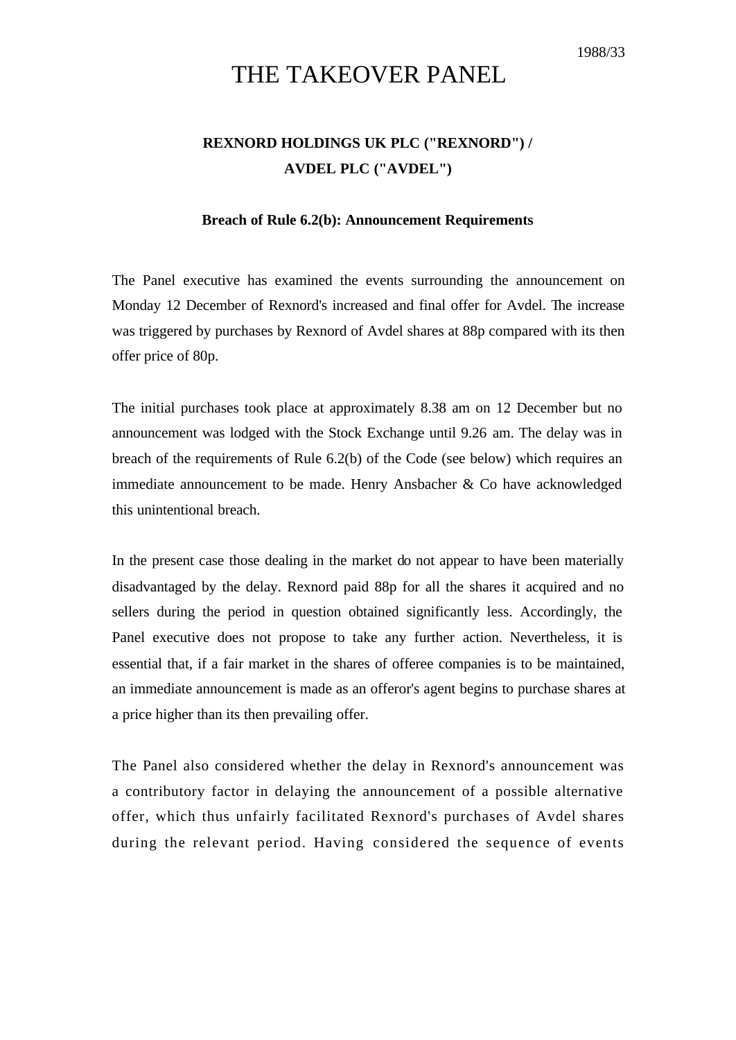1988/33

# THE TAKEOVER PANEL

## REXNORD HOLDINGS UK PLC ("REXNORD") / AVDEL PLC ("AVDEL")

### Breach of Rule 6.2(b): Announcement Requirements

The Panel executive has examined the events surrounding the announcement on Monday 12 December of Rexnord's increased and final offer for Avdel. The increase was triggered by purchases by Rexnord of Avdel shares at 88p compared with its then offer price of 80p.

The initial purchases took place at approximately 8.38 am on 12 December but no announcement was lodged with the Stock Exchange until 9.26 am. The delay was in breach of the requirements of Rule 6.2(b) of the Code (see below) which requires an immediate announcement to be made. Henry Ansbacher & Co have acknowledged this unintentional breach.

In the present case those dealing in the market do not appear to have been materially disadvantaged by the delay. Rexnord paid 88p for all the shares it acquired and no sellers during the period in question obtained significantly less. Accordingly, the Panel executive does not propose to take any further action. Nevertheless, it is essential that, if a fair market in the shares of offeree companies is to be maintained, an immediate announcement is made as an offeror's agent begins to purchase shares at a price higher than its then prevailing offer.

The Panel also considered whether the delay in Rexnord's announcement was a contributory factor in delaying the announcement of a possible alternative offer, which thus unfairly facilitated Rexnord's purchases of Avdel shares during the relevant period. Having considered the sequence of events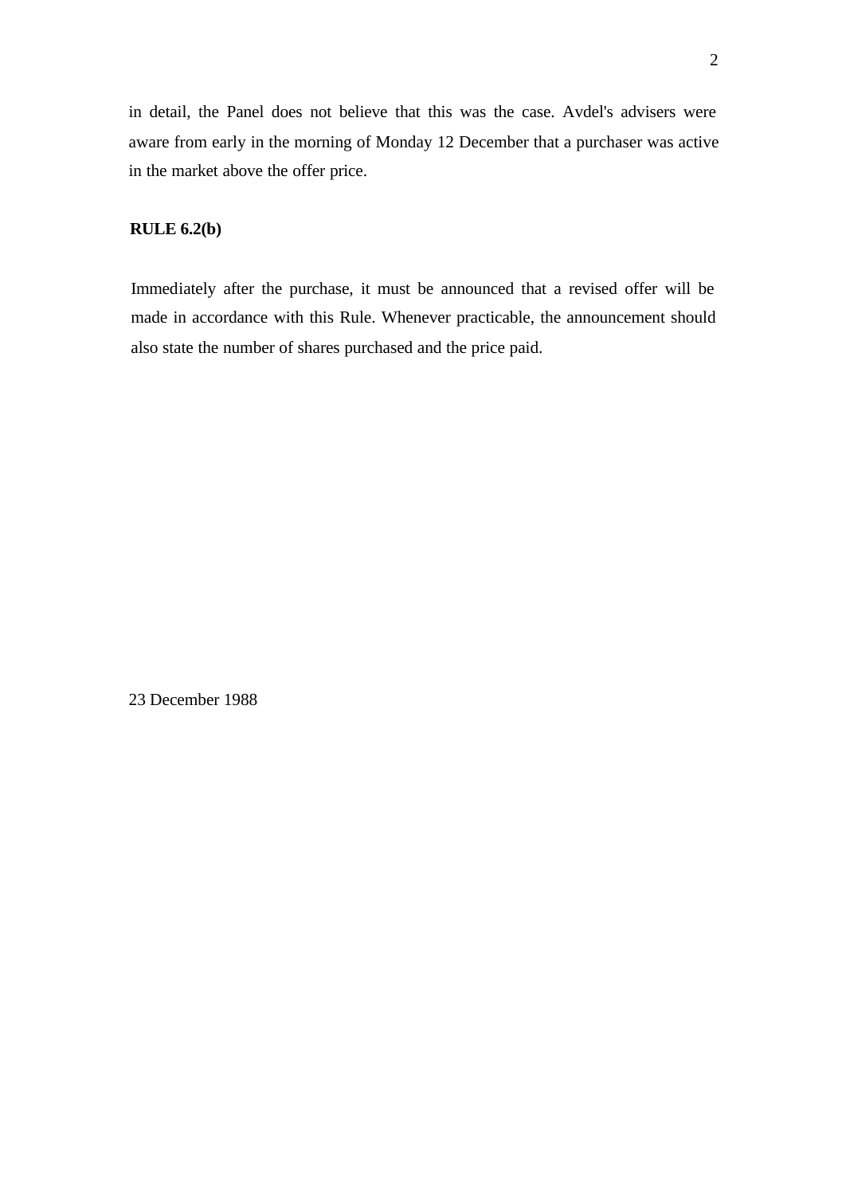in detail, the Panel does not believe that this was the case. Avdel's advisers were aware from early in the morning of Monday 12 December that a purchaser was active in the market above the offer price.

**RULE 6.2(b)**

Immediately after the purchase, it must be announced that a revised offer will be made in accordance with this Rule. Whenever practicable, the announcement should also state the number of shares purchased and the price paid.

23 December 1988